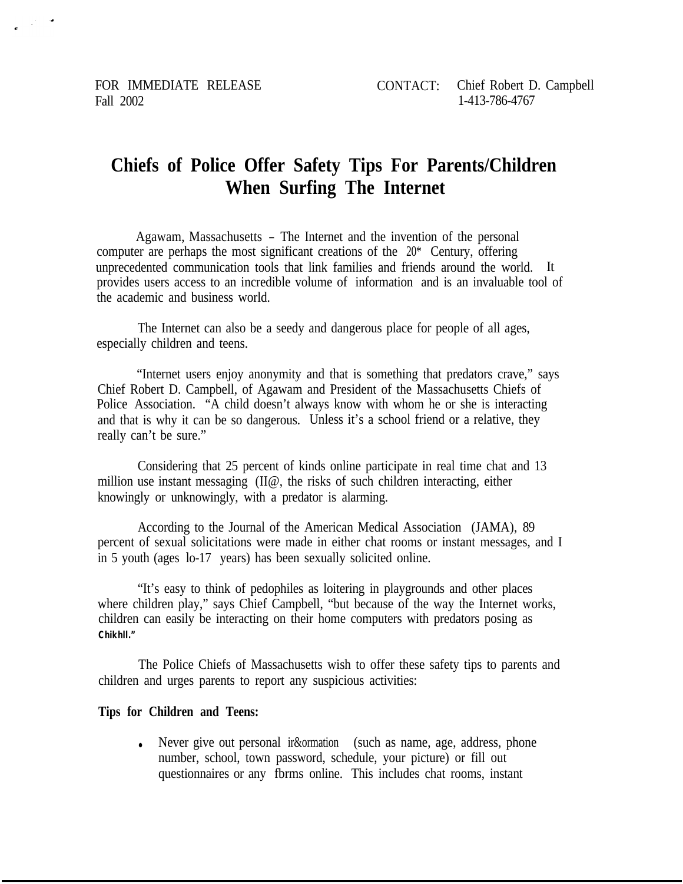FOR IMMEDIATE RELEASE
Fall 2002

CONTACT: Chief Robert D. Campbell
1-413-786-4767

# Chiefs of Police Offer Safety Tips For Parents/Children When Surfing The Internet

Agawam, Massachusetts – The Internet and the invention of the personal computer are perhaps the most significant creations of the 20* Century, offering unprecedented communication tools that link families and friends around the world. It provides users access to an incredible volume of information and is an invaluable tool of the academic and business world.

The Internet can also be a seedy and dangerous place for people of all ages, especially children and teens.

"Internet users enjoy anonymity and that is something that predators crave," says Chief Robert D. Campbell, of Agawam and President of the Massachusetts Chiefs of Police Association. "A child doesn't always know with whom he or she is interacting and that is why it can be so dangerous. Unless it's a school friend or a relative, they really can't be sure."

Considering that 25 percent of kinds online participate in real time chat and 13 million use instant messaging (II@, the risks of such children interacting, either knowingly or unknowingly, with a predator is alarming.

According to the Journal of the American Medical Association (JAMA), 89 percent of sexual solicitations were made in either chat rooms or instant messages, and I in 5 youth (ages lo-17 years) has been sexually solicited online.

"It's easy to think of pedophiles as loitering in playgrounds and other places where children play," says Chief Campbell, "but because of the way the Internet works, children can easily be interacting on their home computers with predators posing as Chikhll."

The Police Chiefs of Massachusetts wish to offer these safety tips to parents and children and urges parents to report any suspicious activities:

**Tips for Children and Teens:**

- Never give out personal ir&ormation (such as name, age, address, phone number, school, town password, schedule, your picture) or fill out questionnaires or any fbrms online. This includes chat rooms, instant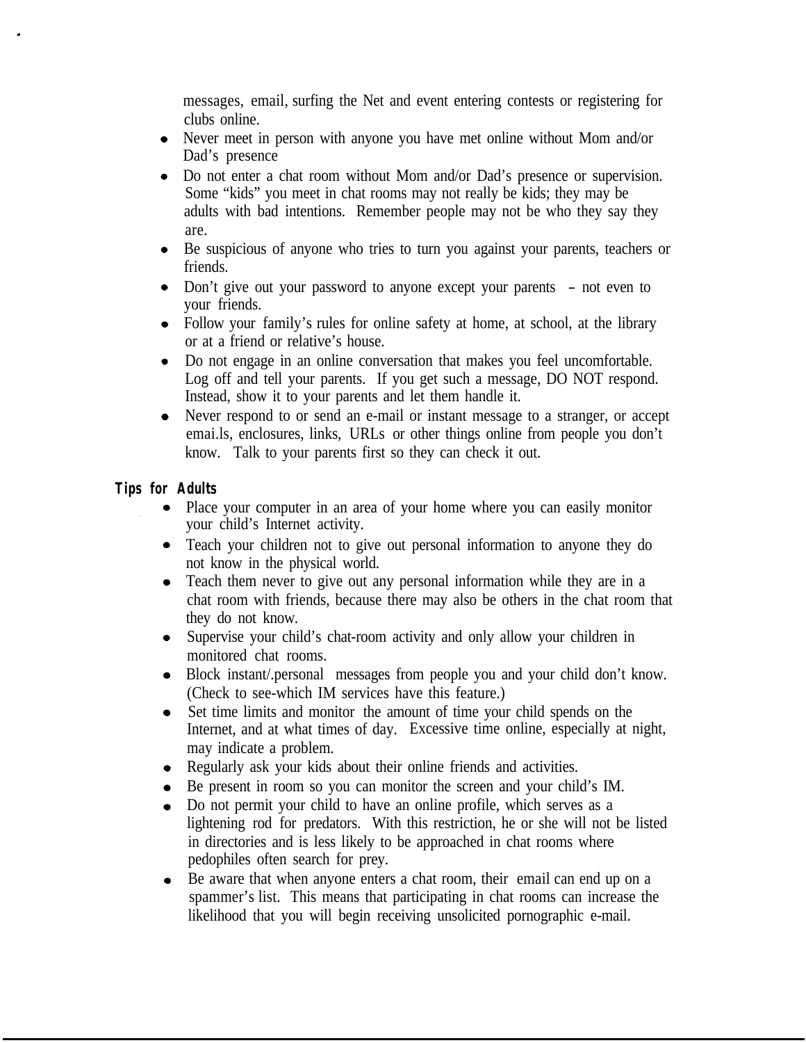messages, email, surfing the Net and event entering contests or registering for clubs online.

- Never meet in person with anyone you have met online without Mom and/or Dad's presence
- Do not enter a chat room without Mom and/or Dad's presence or supervision. Some "kids" you meet in chat rooms may not really be kids; they may be adults with bad intentions. Remember people may not be who they say they are.
- Be suspicious of anyone who tries to turn you against your parents, teachers or friends.
- Don't give out your password to anyone except your parents – not even to your friends.
- Follow your family's rules for online safety at home, at school, at the library or at a friend or relative's house.
- Do not engage in an online conversation that makes you feel uncomfortable. Log off and tell your parents. If you get such a message, DO NOT respond. Instead, show it to your parents and let them handle it.
- Never respond to or send an e-mail or instant message to a stranger, or accept emai.ls, enclosures, links, URLs or other things online from people you don't know. Talk to your parents first so they can check it out.

**Tips for Adults**

- Place your computer in an area of your home where you can easily monitor your child's Internet activity.
- Teach your children not to give out personal information to anyone they do not know in the physical world.
- Teach them never to give out any personal information while they are in a chat room with friends, because there may also be others in the chat room that they do not know.
- Supervise your child's chat-room activity and only allow your children in monitored chat rooms.
- Block instant/.personal messages from people you and your child don't know. (Check to see-which IM services have this feature.)
- Set time limits and monitor the amount of time your child spends on the Internet, and at what times of day. Excessive time online, especially at night, may indicate a problem.
- Regularly ask your kids about their online friends and activities.
- Be present in room so you can monitor the screen and your child's IM.
- Do not permit your child to have an online profile, which serves as a lightening rod for predators. With this restriction, he or she will not be listed in directories and is less likely to be approached in chat rooms where pedophiles often search for prey.
- Be aware that when anyone enters a chat room, their email can end up on a spammer's list. This means that participating in chat rooms can increase the likelihood that you will begin receiving unsolicited pornographic e-mail.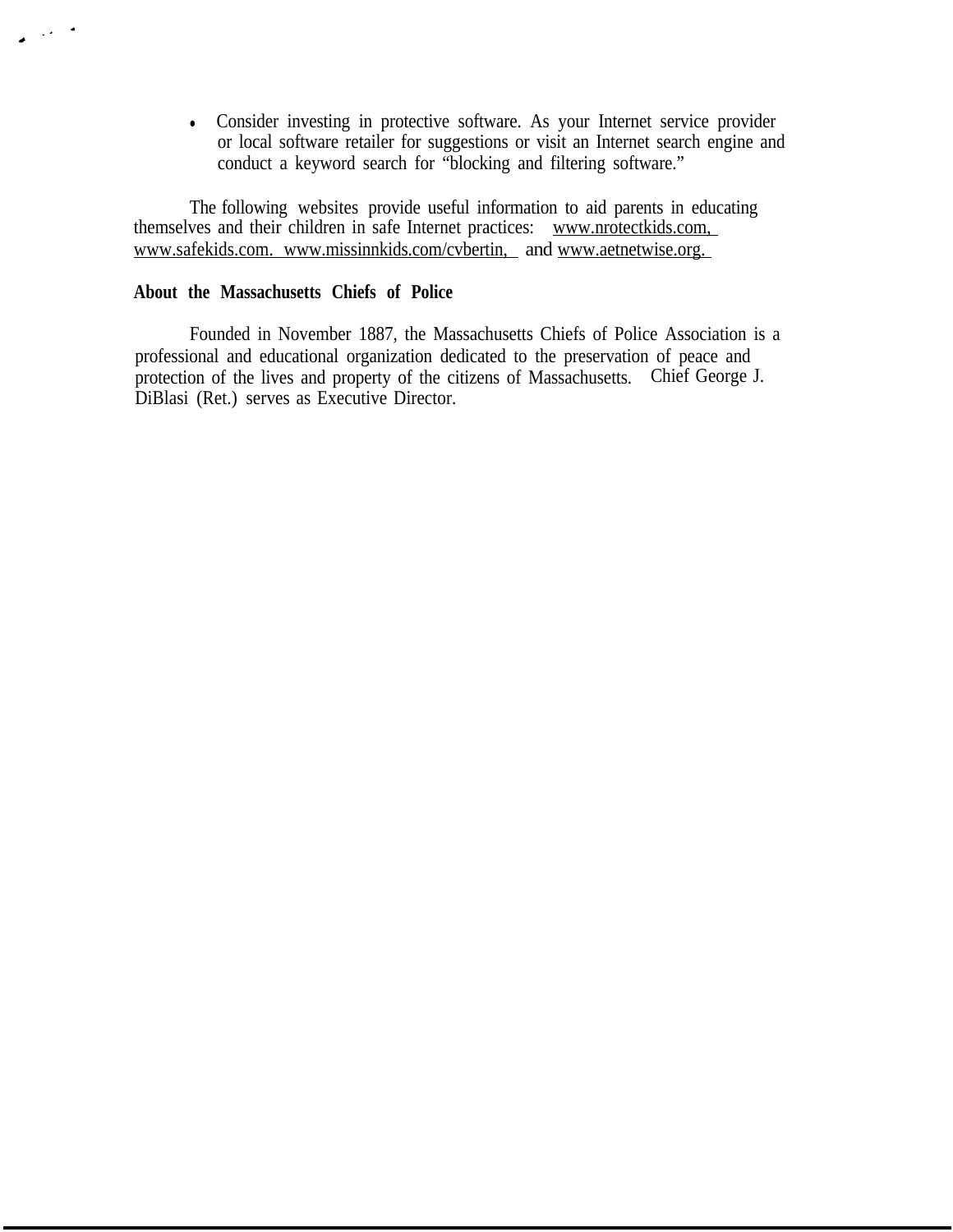- Consider investing in protective software. As your Internet service provider or local software retailer for suggestions or visit an Internet search engine and conduct a keyword search for "blocking and filtering software."

The following websites provide useful information to aid parents in educating themselves and their children in safe Internet practices: www.nrotectkids.com, www.safekids.com. www.missinnkids.com/cvbertin, and www.aetnetwise.org.

**About the Massachusetts Chiefs of Police**

Founded in November 1887, the Massachusetts Chiefs of Police Association is a professional and educational organization dedicated to the preservation of peace and protection of the lives and property of the citizens of Massachusetts. Chief George J. DiBlasi (Ret.) serves as Executive Director.